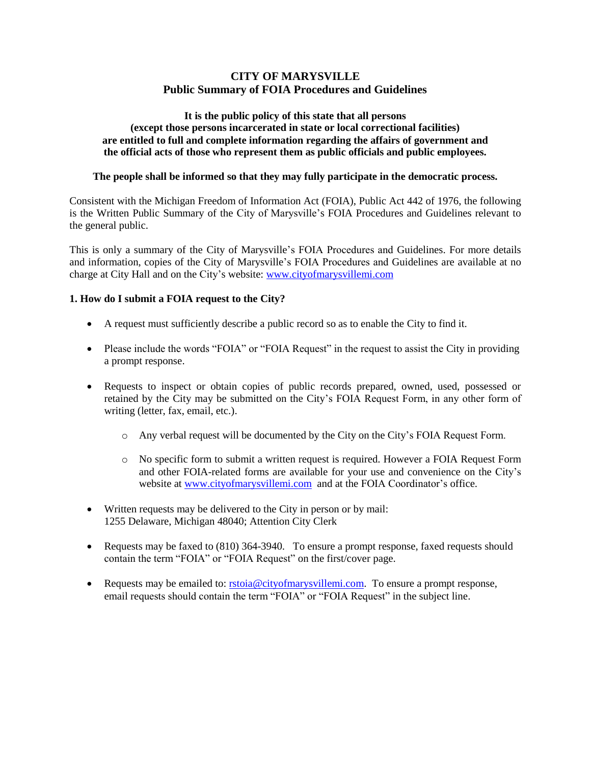# CITY OF MARYSVILLE
## Public Summary of FOIA Procedures and Guidelines

**It is the public policy of this state that all persons (except those persons incarcerated in state or local correctional facilities) are entitled to full and complete information regarding the affairs of government and the official acts of those who represent them as public officials and public employees.**

**The people shall be informed so that they may fully participate in the democratic process.**

Consistent with the Michigan Freedom of Information Act (FOIA), Public Act 442 of 1976, the following is the Written Public Summary of the City of Marysville's FOIA Procedures and Guidelines relevant to the general public.

This is only a summary of the City of Marysville's FOIA Procedures and Guidelines. For more details and information, copies of the City of Marysville's FOIA Procedures and Guidelines are available at no charge at City Hall and on the City's website: www.cityofmarysvillemi.com

### 1. How do I submit a FOIA request to the City?

- A request must sufficiently describe a public record so as to enable the City to find it.
- Please include the words "FOIA" or "FOIA Request" in the request to assist the City in providing a prompt response.
- Requests to inspect or obtain copies of public records prepared, owned, used, possessed or retained by the City may be submitted on the City's FOIA Request Form, in any other form of writing (letter, fax, email, etc.).
    - Any verbal request will be documented by the City on the City's FOIA Request Form.
    - No specific form to submit a written request is required. However a FOIA Request Form and other FOIA-related forms are available for your use and convenience on the City's website at www.cityofmarysvillemi.com and at the FOIA Coordinator's office.
- Written requests may be delivered to the City in person or by mail:
  1255 Delaware, Michigan 48040; Attention City Clerk
- Requests may be faxed to (810) 364-3940. To ensure a prompt response, faxed requests should contain the term "FOIA" or "FOIA Request" on the first/cover page.
- Requests may be emailed to: rstoia@cityofmarysvillemi.com. To ensure a prompt response, email requests should contain the term "FOIA" or "FOIA Request" in the subject line.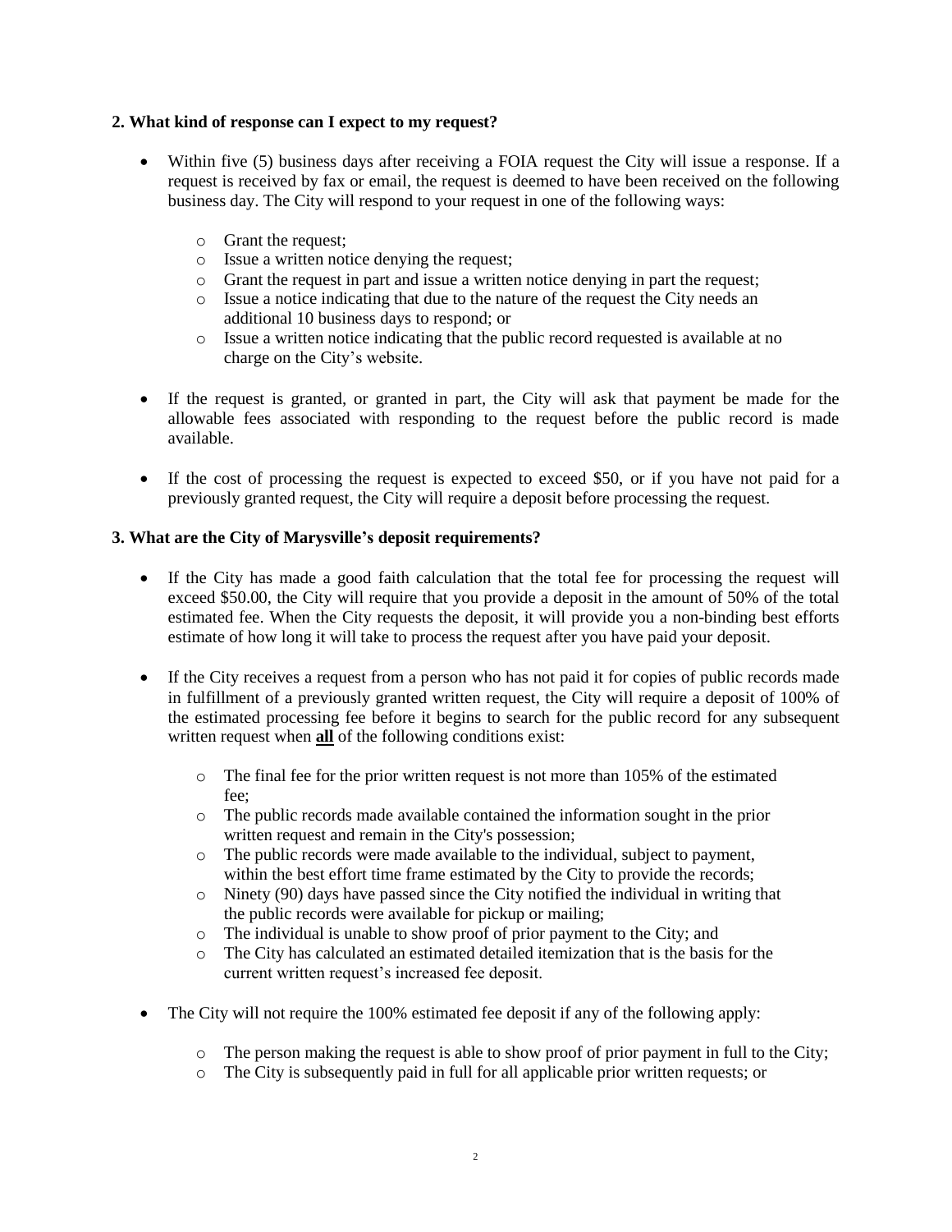**2. What kind of response can I expect to my request?**

- Within five (5) business days after receiving a FOIA request the City will issue a response. If a request is received by fax or email, the request is deemed to have been received on the following business day. The City will respond to your request in one of the following ways:
  - Grant the request;
  - Issue a written notice denying the request;
  - Grant the request in part and issue a written notice denying in part the request;
  - Issue a notice indicating that due to the nature of the request the City needs an additional 10 business days to respond; or
  - Issue a written notice indicating that the public record requested is available at no charge on the City's website.
- If the request is granted, or granted in part, the City will ask that payment be made for the allowable fees associated with responding to the request before the public record is made available.
- If the cost of processing the request is expected to exceed $50, or if you have not paid for a previously granted request, the City will require a deposit before processing the request.

**3. What are the City of Marysville's deposit requirements?**

- If the City has made a good faith calculation that the total fee for processing the request will exceed $50.00, the City will require that you provide a deposit in the amount of 50% of the total estimated fee. When the City requests the deposit, it will provide you a non-binding best efforts estimate of how long it will take to process the request after you have paid your deposit.
- If the City receives a request from a person who has not paid it for copies of public records made in fulfillment of a previously granted written request, the City will require a deposit of 100% of the estimated processing fee before it begins to search for the public record for any subsequent written request when **all** of the following conditions exist:
  - The final fee for the prior written request is not more than 105% of the estimated fee;
  - The public records made available contained the information sought in the prior written request and remain in the City's possession;
  - The public records were made available to the individual, subject to payment, within the best effort time frame estimated by the City to provide the records;
  - Ninety (90) days have passed since the City notified the individual in writing that the public records were available for pickup or mailing;
  - The individual is unable to show proof of prior payment to the City; and
  - The City has calculated an estimated detailed itemization that is the basis for the current written request's increased fee deposit.
- The City will not require the 100% estimated fee deposit if any of the following apply:
  - The person making the request is able to show proof of prior payment in full to the City;
  - The City is subsequently paid in full for all applicable prior written requests; or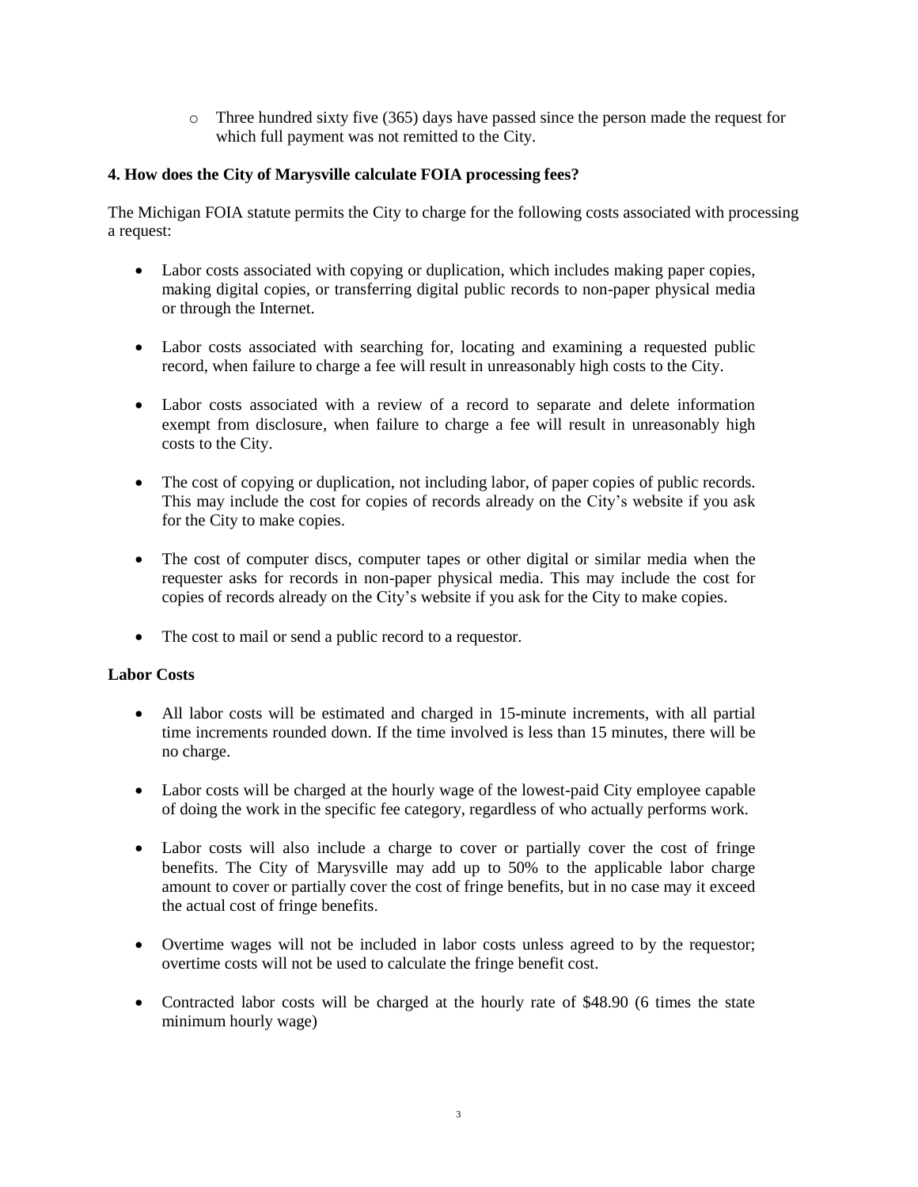- Three hundred sixty five (365) days have passed since the person made the request for which full payment was not remitted to the City.

**4. How does the City of Marysville calculate FOIA processing fees?**

The Michigan FOIA statute permits the City to charge for the following costs associated with processing a request:

- Labor costs associated with copying or duplication, which includes making paper copies, making digital copies, or transferring digital public records to non-paper physical media or through the Internet.
- Labor costs associated with searching for, locating and examining a requested public record, when failure to charge a fee will result in unreasonably high costs to the City.
- Labor costs associated with a review of a record to separate and delete information exempt from disclosure, when failure to charge a fee will result in unreasonably high costs to the City.
- The cost of copying or duplication, not including labor, of paper copies of public records. This may include the cost for copies of records already on the City's website if you ask for the City to make copies.
- The cost of computer discs, computer tapes or other digital or similar media when the requester asks for records in non-paper physical media. This may include the cost for copies of records already on the City's website if you ask for the City to make copies.
- The cost to mail or send a public record to a requestor.

**Labor Costs**

- All labor costs will be estimated and charged in 15-minute increments, with all partial time increments rounded down. If the time involved is less than 15 minutes, there will be no charge.
- Labor costs will be charged at the hourly wage of the lowest-paid City employee capable of doing the work in the specific fee category, regardless of who actually performs work.
- Labor costs will also include a charge to cover or partially cover the cost of fringe benefits. The City of Marysville may add up to 50% to the applicable labor charge amount to cover or partially cover the cost of fringe benefits, but in no case may it exceed the actual cost of fringe benefits.
- Overtime wages will not be included in labor costs unless agreed to by the requestor; overtime costs will not be used to calculate the fringe benefit cost.
- Contracted labor costs will be charged at the hourly rate of $48.90 (6 times the state minimum hourly wage)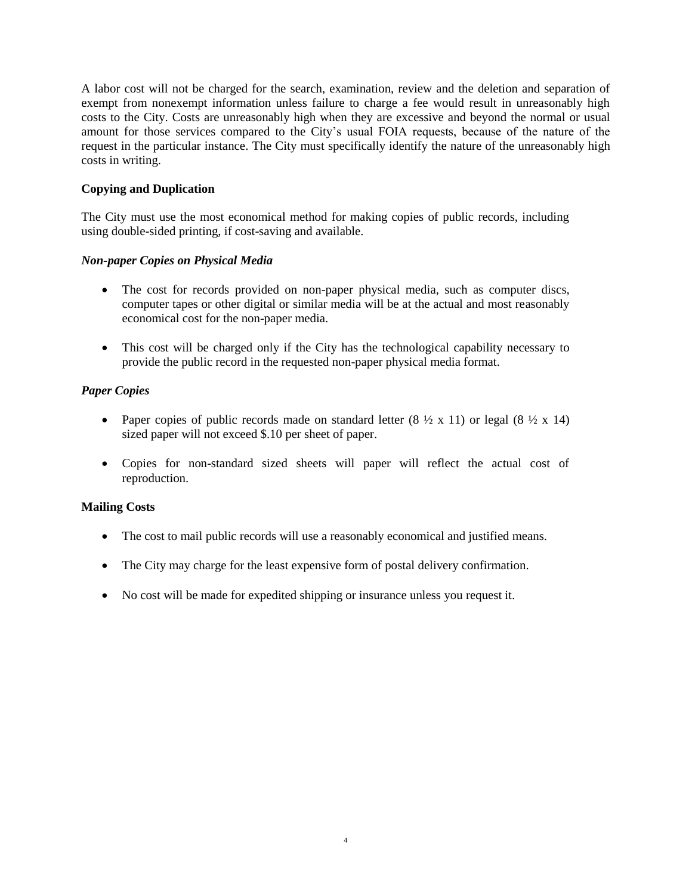A labor cost will not be charged for the search, examination, review and the deletion and separation of exempt from nonexempt information unless failure to charge a fee would result in unreasonably high costs to the City. Costs are unreasonably high when they are excessive and beyond the normal or usual amount for those services compared to the City's usual FOIA requests, because of the nature of the request in the particular instance. The City must specifically identify the nature of the unreasonably high costs in writing.

**Copying and Duplication**

The City must use the most economical method for making copies of public records, including using double-sided printing, if cost-saving and available.

***Non-paper Copies on Physical Media***

- The cost for records provided on non-paper physical media, such as computer discs, computer tapes or other digital or similar media will be at the actual and most reasonably economical cost for the non-paper media.
- This cost will be charged only if the City has the technological capability necessary to provide the public record in the requested non-paper physical media format.

***Paper Copies***

- Paper copies of public records made on standard letter (8 ½ x 11) or legal (8 ½ x 14) sized paper will not exceed $.10 per sheet of paper.
- Copies for non-standard sized sheets will paper will reflect the actual cost of reproduction.

**Mailing Costs**

- The cost to mail public records will use a reasonably economical and justified means.
- The City may charge for the least expensive form of postal delivery confirmation.
- No cost will be made for expedited shipping or insurance unless you request it.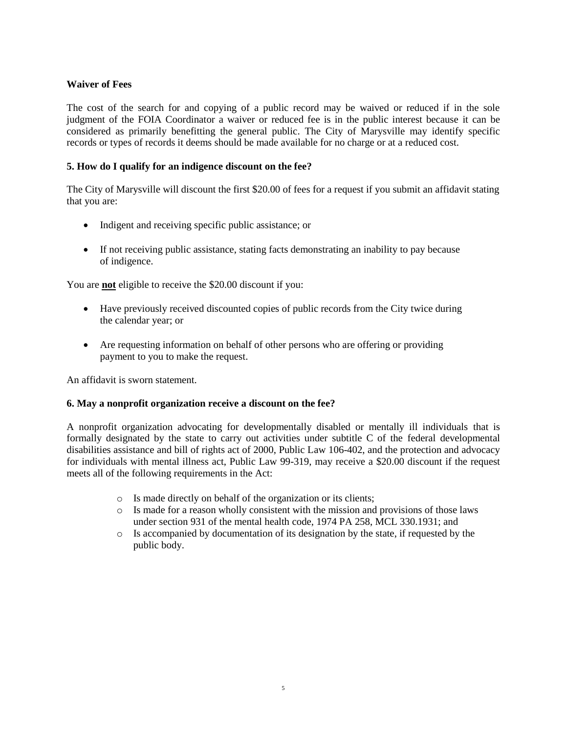**Waiver of Fees**

The cost of the search for and copying of a public record may be waived or reduced if in the sole judgment of the FOIA Coordinator a waiver or reduced fee is in the public interest because it can be considered as primarily benefitting the general public. The City of Marysville may identify specific records or types of records it deems should be made available for no charge or at a reduced cost.

**5. How do I qualify for an indigence discount on the fee?**

The City of Marysville will discount the first $20.00 of fees for a request if you submit an affidavit stating that you are:

- Indigent and receiving specific public assistance; or
- If not receiving public assistance, stating facts demonstrating an inability to pay because of indigence.

You are **not** eligible to receive the $20.00 discount if you:

- Have previously received discounted copies of public records from the City twice during the calendar year; or
- Are requesting information on behalf of other persons who are offering or providing payment to you to make the request.

An affidavit is sworn statement.

**6. May a nonprofit organization receive a discount on the fee?**

A nonprofit organization advocating for developmentally disabled or mentally ill individuals that is formally designated by the state to carry out activities under subtitle C of the federal developmental disabilities assistance and bill of rights act of 2000, Public Law 106-402, and the protection and advocacy for individuals with mental illness act, Public Law 99-319, may receive a $20.00 discount if the request meets all of the following requirements in the Act:

- Is made directly on behalf of the organization or its clients;
- Is made for a reason wholly consistent with the mission and provisions of those laws under section 931 of the mental health code, 1974 PA 258, MCL 330.1931; and
- Is accompanied by documentation of its designation by the state, if requested by the public body.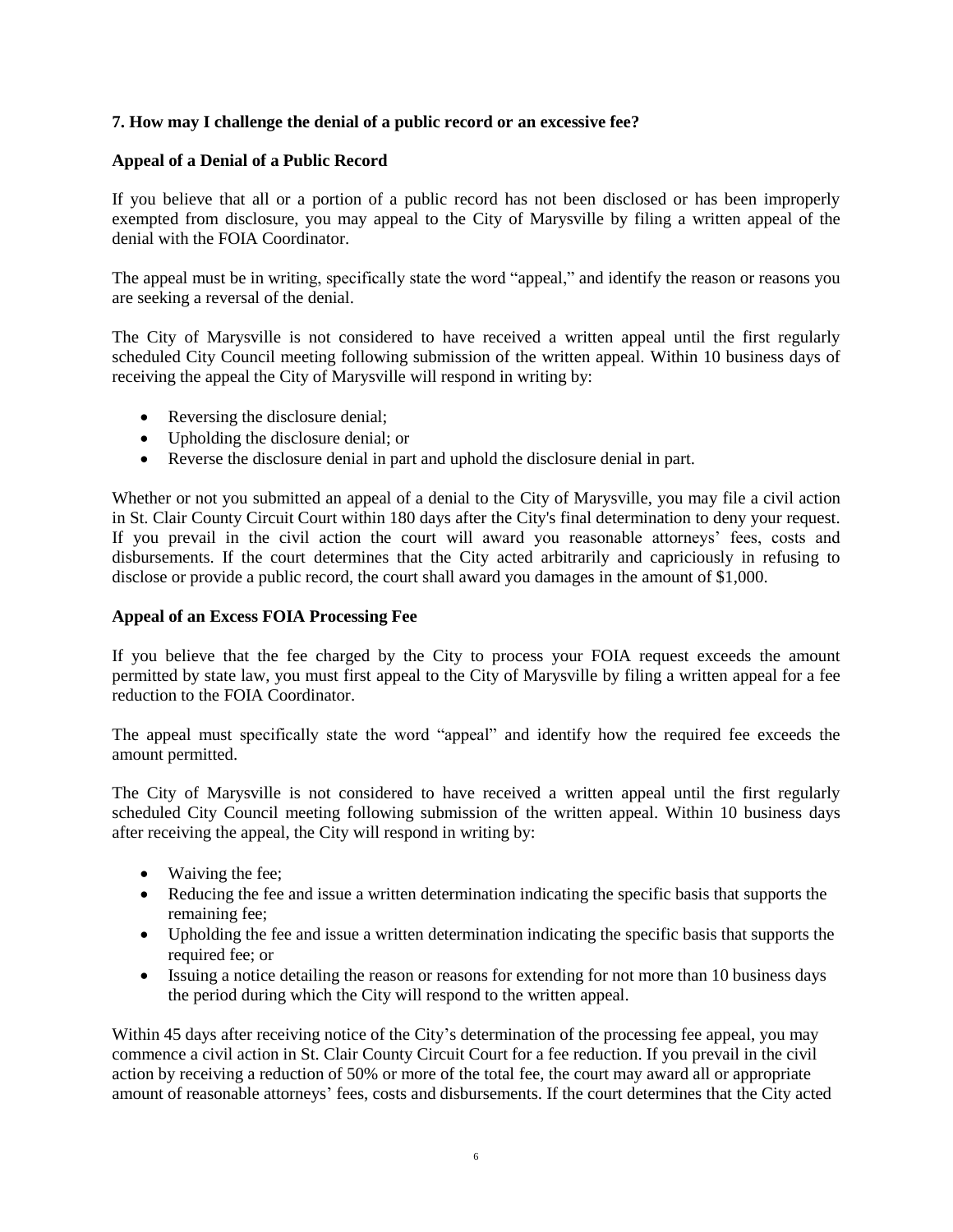### 7. How may I challenge the denial of a public record or an excessive fee?

#### Appeal of a Denial of a Public Record

If you believe that all or a portion of a public record has not been disclosed or has been improperly exempted from disclosure, you may appeal to the City of Marysville by filing a written appeal of the denial with the FOIA Coordinator.

The appeal must be in writing, specifically state the word "appeal," and identify the reason or reasons you are seeking a reversal of the denial.

The City of Marysville is not considered to have received a written appeal until the first regularly scheduled City Council meeting following submission of the written appeal. Within 10 business days of receiving the appeal the City of Marysville will respond in writing by:

- Reversing the disclosure denial;
- Upholding the disclosure denial; or
- Reverse the disclosure denial in part and uphold the disclosure denial in part.

Whether or not you submitted an appeal of a denial to the City of Marysville, you may file a civil action in St. Clair County Circuit Court within 180 days after the City's final determination to deny your request. If you prevail in the civil action the court will award you reasonable attorneys' fees, costs and disbursements. If the court determines that the City acted arbitrarily and capriciously in refusing to disclose or provide a public record, the court shall award you damages in the amount of $1,000.

#### Appeal of an Excess FOIA Processing Fee

If you believe that the fee charged by the City to process your FOIA request exceeds the amount permitted by state law, you must first appeal to the City of Marysville by filing a written appeal for a fee reduction to the FOIA Coordinator.

The appeal must specifically state the word "appeal" and identify how the required fee exceeds the amount permitted.

The City of Marysville is not considered to have received a written appeal until the first regularly scheduled City Council meeting following submission of the written appeal. Within 10 business days after receiving the appeal, the City will respond in writing by:

- Waiving the fee;
- Reducing the fee and issue a written determination indicating the specific basis that supports the remaining fee;
- Upholding the fee and issue a written determination indicating the specific basis that supports the required fee; or
- Issuing a notice detailing the reason or reasons for extending for not more than 10 business days the period during which the City will respond to the written appeal.

Within 45 days after receiving notice of the City's determination of the processing fee appeal, you may commence a civil action in St. Clair County Circuit Court for a fee reduction. If you prevail in the civil action by receiving a reduction of 50% or more of the total fee, the court may award all or appropriate amount of reasonable attorneys' fees, costs and disbursements. If the court determines that the City acted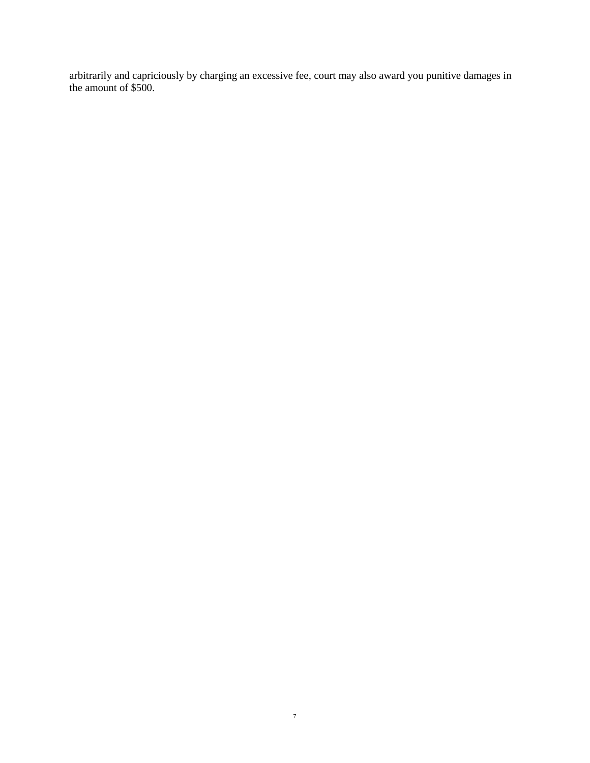arbitrarily and capriciously by charging an excessive fee, court may also award you punitive damages in the amount of $500.